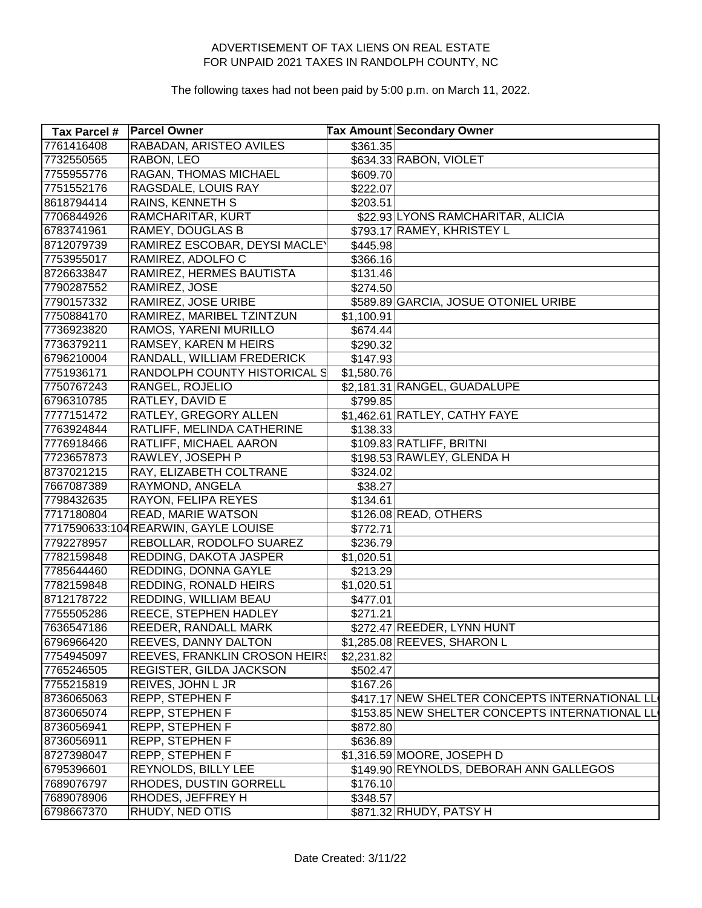ADVERTISEMENT OF TAX LIENS ON REAL ESTATE
FOR UNPAID 2021 TAXES IN RANDOLPH COUNTY, NC

The following taxes had not been paid by 5:00 p.m. on March 11, 2022.

| Tax Parcel # | Parcel Owner | Tax Amount | Secondary Owner |
|---|---|---|---|
| 7761416408 | RABADAN, ARISTEO AVILES | $361.35 | |
| 7732550565 | RABON, LEO | $634.33 | RABON, VIOLET |
| 7755955776 | RAGAN, THOMAS MICHAEL | $609.70 | |
| 7751552176 | RAGSDALE, LOUIS RAY | $222.07 | |
| 8618794414 | RAINS, KENNETH S | $203.51 | |
| 7706844926 | RAMCHARITAR, KURT | $22.93 | LYONS RAMCHARITAR, ALICIA |
| 6783741961 | RAMEY, DOUGLAS B | $793.17 | RAMEY, KHRISTEY L |
| 8712079739 | RAMIREZ ESCOBAR, DEYSI MACLEY | $445.98 | |
| 7753955017 | RAMIREZ, ADOLFO C | $366.16 | |
| 8726633847 | RAMIREZ, HERMES BAUTISTA | $131.46 | |
| 7790287552 | RAMIREZ, JOSE | $274.50 | |
| 7790157332 | RAMIREZ, JOSE URIBE | $589.89 | GARCIA, JOSUE OTONIEL URIBE |
| 7750884170 | RAMIREZ, MARIBEL TZINTZUN | $1,100.91 | |
| 7736923820 | RAMOS, YARENI MURILLO | $674.44 | |
| 7736379211 | RAMSEY, KAREN M HEIRS | $290.32 | |
| 6796210004 | RANDALL, WILLIAM FREDERICK | $147.93 | |
| 7751936171 | RANDOLPH COUNTY HISTORICAL S | $1,580.76 | |
| 7750767243 | RANGEL, ROJELIO | $2,181.31 | RANGEL, GUADALUPE |
| 6796310785 | RATLEY, DAVID E | $799.85 | |
| 7777151472 | RATLEY, GREGORY ALLEN | $1,462.61 | RATLEY, CATHY FAYE |
| 7763924844 | RATLIFF, MELINDA CATHERINE | $138.33 | |
| 7776918466 | RATLIFF, MICHAEL AARON | $109.83 | RATLIFF, BRITNI |
| 7723657873 | RAWLEY, JOSEPH P | $198.53 | RAWLEY, GLENDA H |
| 8737021215 | RAY, ELIZABETH COLTRANE | $324.02 | |
| 7667087389 | RAYMOND, ANGELA | $38.27 | |
| 7798432635 | RAYON, FELIPA REYES | $134.61 | |
| 7717180804 | READ, MARIE WATSON | $126.08 | READ, OTHERS |
| 7717590633:104 | REARWIN, GAYLE LOUISE | $772.71 | |
| 7792278957 | REBOLLAR, RODOLFO SUAREZ | $236.79 | |
| 7782159848 | REDDING, DAKOTA JASPER | $1,020.51 | |
| 7785644460 | REDDING, DONNA GAYLE | $213.29 | |
| 7782159848 | REDDING, RONALD HEIRS | $1,020.51 | |
| 8712178722 | REDDING, WILLIAM BEAU | $477.01 | |
| 7755505286 | REECE, STEPHEN HADLEY | $271.21 | |
| 7636547186 | REEDER, RANDALL MARK | $272.47 | REEDER, LYNN HUNT |
| 6796966420 | REEVES, DANNY DALTON | $1,285.08 | REEVES, SHARON L |
| 7754945097 | REEVES, FRANKLIN CROSON HEIRS | $2,231.82 | |
| 7765246505 | REGISTER, GILDA JACKSON | $502.47 | |
| 7755215819 | REIVES, JOHN L JR | $167.26 | |
| 8736065063 | REPP, STEPHEN F | $417.17 | NEW SHELTER CONCEPTS INTERNATIONAL LL |
| 8736065074 | REPP, STEPHEN F | $153.85 | NEW SHELTER CONCEPTS INTERNATIONAL LL |
| 8736056941 | REPP, STEPHEN F | $872.80 | |
| 8736056911 | REPP, STEPHEN F | $636.89 | |
| 8727398047 | REPP, STEPHEN F | $1,316.59 | MOORE, JOSEPH D |
| 6795396601 | REYNOLDS, BILLY LEE | $149.90 | REYNOLDS, DEBORAH ANN GALLEGOS |
| 7689076797 | RHODES, DUSTIN GORRELL | $176.10 | |
| 7689078906 | RHODES, JEFFREY H | $348.57 | |
| 6798667370 | RHUDY, NED OTIS | $871.32 | RHUDY, PATSY H |

Date Created: 3/11/22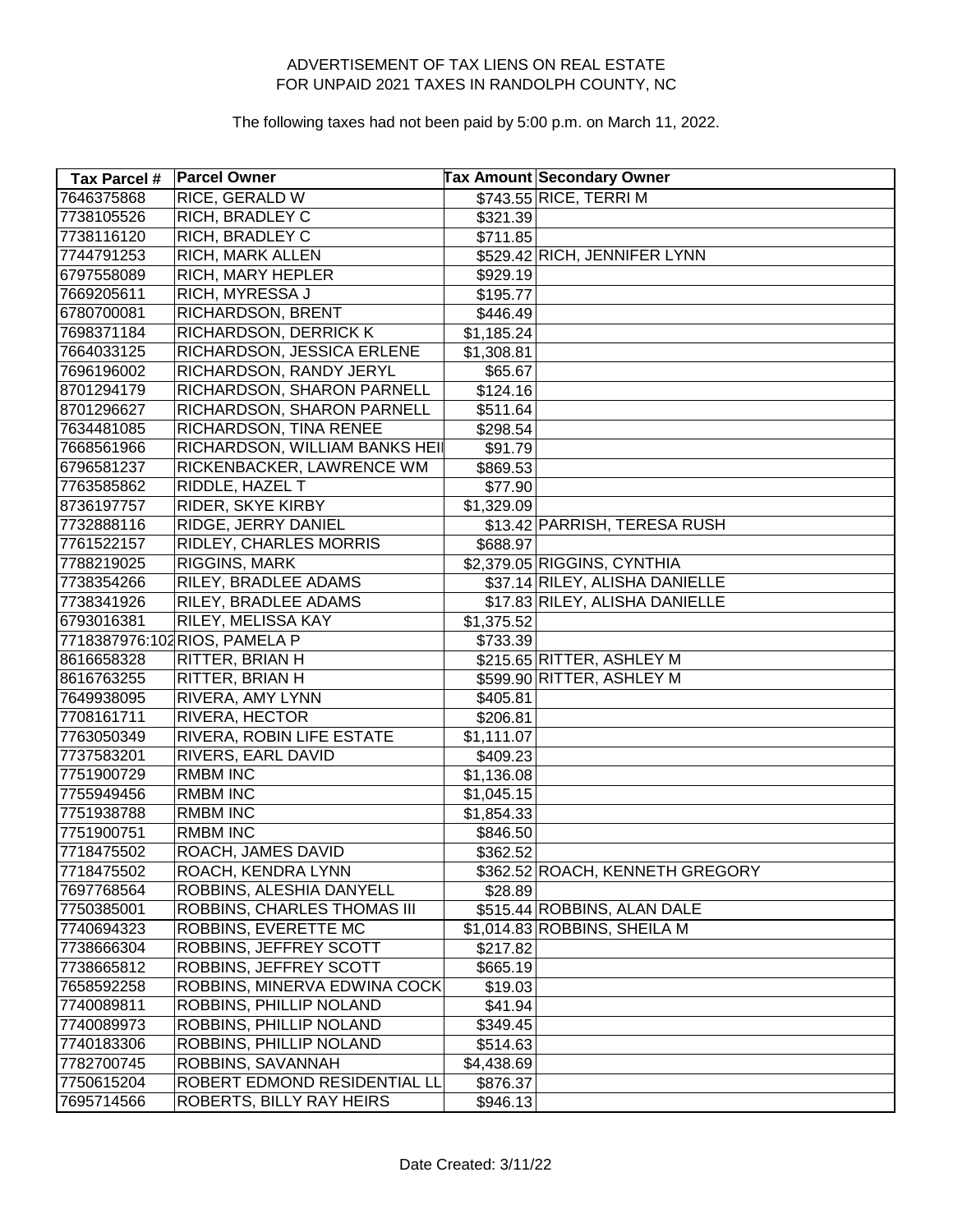ADVERTISEMENT OF TAX LIENS ON REAL ESTATE
FOR UNPAID 2021 TAXES IN RANDOLPH COUNTY, NC

The following taxes had not been paid by 5:00 p.m. on March 11, 2022.

| Tax Parcel # | Parcel Owner | Tax Amount | Secondary Owner |
|---|---|---|---|
| 7646375868 | RICE, GERALD W | $743.55 | RICE, TERRI M |
| 7738105526 | RICH, BRADLEY C | $321.39 | |
| 7738116120 | RICH, BRADLEY C | $711.85 | |
| 7744791253 | RICH, MARK ALLEN | $529.42 | RICH, JENNIFER LYNN |
| 6797558089 | RICH, MARY HEPLER | $929.19 | |
| 7669205611 | RICH, MYRESSA J | $195.77 | |
| 6780700081 | RICHARDSON, BRENT | $446.49 | |
| 7698371184 | RICHARDSON, DERRICK K | $1,185.24 | |
| 7664033125 | RICHARDSON, JESSICA ERLENE | $1,308.81 | |
| 7696196002 | RICHARDSON, RANDY JERYL | $65.67 | |
| 8701294179 | RICHARDSON, SHARON PARNELL | $124.16 | |
| 8701296627 | RICHARDSON, SHARON PARNELL | $511.64 | |
| 7634481085 | RICHARDSON, TINA RENEE | $298.54 | |
| 7668561966 | RICHARDSON, WILLIAM BANKS HEI | $91.79 | |
| 6796581237 | RICKENBACKER, LAWRENCE WM | $869.53 | |
| 7763585862 | RIDDLE, HAZEL T | $77.90 | |
| 8736197757 | RIDER, SKYE KIRBY | $1,329.09 | |
| 7732888116 | RIDGE, JERRY DANIEL | $13.42 | PARRISH, TERESA RUSH |
| 7761522157 | RIDLEY, CHARLES MORRIS | $688.97 | |
| 7788219025 | RIGGINS, MARK | $2,379.05 | RIGGINS, CYNTHIA |
| 7738354266 | RILEY, BRADLEE ADAMS | $37.14 | RILEY, ALISHA DANIELLE |
| 7738341926 | RILEY, BRADLEE ADAMS | $17.83 | RILEY, ALISHA DANIELLE |
| 6793016381 | RILEY, MELISSA KAY | $1,375.52 | |
| 7718387976:102 | RIOS, PAMELA P | $733.39 | |
| 8616658328 | RITTER, BRIAN H | $215.65 | RITTER, ASHLEY M |
| 8616763255 | RITTER, BRIAN H | $599.90 | RITTER, ASHLEY M |
| 7649938095 | RIVERA, AMY LYNN | $405.81 | |
| 7708161711 | RIVERA, HECTOR | $206.81 | |
| 7763050349 | RIVERA, ROBIN LIFE ESTATE | $1,111.07 | |
| 7737583201 | RIVERS, EARL DAVID | $409.23 | |
| 7751900729 | RMBM INC | $1,136.08 | |
| 7755949456 | RMBM INC | $1,045.15 | |
| 7751938788 | RMBM INC | $1,854.33 | |
| 7751900751 | RMBM INC | $846.50 | |
| 7718475502 | ROACH, JAMES DAVID | $362.52 | |
| 7718475502 | ROACH, KENDRA LYNN | $362.52 | ROACH, KENNETH GREGORY |
| 7697768564 | ROBBINS, ALESHIA DANYELL | $28.89 | |
| 7750385001 | ROBBINS, CHARLES THOMAS III | $515.44 | ROBBINS, ALAN DALE |
| 7740694323 | ROBBINS, EVERETTE MC | $1,014.83 | ROBBINS, SHEILA M |
| 7738666304 | ROBBINS, JEFFREY SCOTT | $217.82 | |
| 7738665812 | ROBBINS, JEFFREY SCOTT | $665.19 | |
| 7658592258 | ROBBINS, MINERVA EDWINA COCK | $19.03 | |
| 7740089811 | ROBBINS, PHILLIP NOLAND | $41.94 | |
| 7740089973 | ROBBINS, PHILLIP NOLAND | $349.45 | |
| 7740183306 | ROBBINS, PHILLIP NOLAND | $514.63 | |
| 7782700745 | ROBBINS, SAVANNAH | $4,438.69 | |
| 7750615204 | ROBERT EDMOND RESIDENTIAL LL | $876.37 | |
| 7695714566 | ROBERTS, BILLY RAY HEIRS | $946.13 | |

Date Created: 3/11/22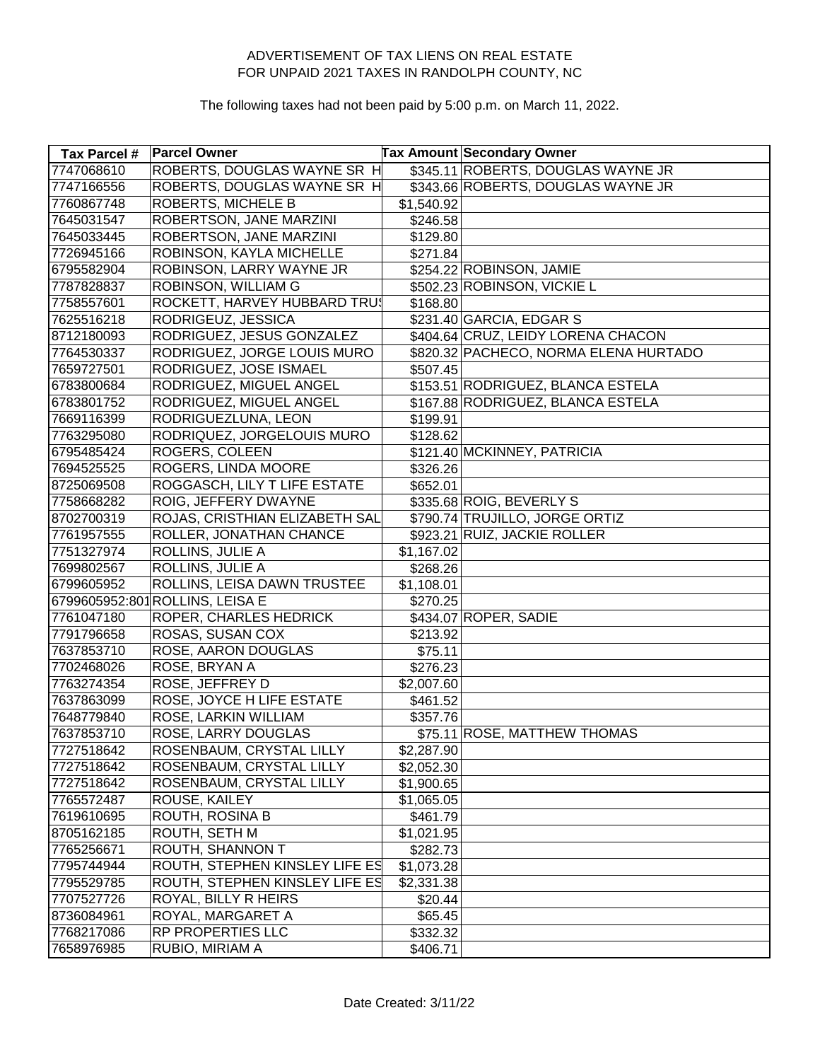ADVERTISEMENT OF TAX LIENS ON REAL ESTATE
FOR UNPAID 2021 TAXES IN RANDOLPH COUNTY, NC

The following taxes had not been paid by 5:00 p.m. on March 11, 2022.

| Tax Parcel # | Parcel Owner | Tax Amount | Secondary Owner |
|---|---|---|---|
| 7747068610 | ROBERTS, DOUGLAS WAYNE SR H | $345.11 | ROBERTS, DOUGLAS WAYNE JR |
| 7747166556 | ROBERTS, DOUGLAS WAYNE SR H | $343.66 | ROBERTS, DOUGLAS WAYNE JR |
| 7760867748 | ROBERTS, MICHELE B | $1,540.92 | |
| 7645031547 | ROBERTSON, JANE MARZINI | $246.58 | |
| 7645033445 | ROBERTSON, JANE MARZINI | $129.80 | |
| 7726945166 | ROBINSON, KAYLA MICHELLE | $271.84 | |
| 6795582904 | ROBINSON, LARRY WAYNE JR | $254.22 | ROBINSON, JAMIE |
| 7787828837 | ROBINSON, WILLIAM G | $502.23 | ROBINSON, VICKIE L |
| 7758557601 | ROCKETT, HARVEY HUBBARD TRUS | $168.80 | |
| 7625516218 | RODRIGEUZ, JESSICA | $231.40 | GARCIA, EDGAR S |
| 8712180093 | RODRIGUEZ, JESUS GONZALEZ | $404.64 | CRUZ, LEIDY LORENA CHACON |
| 7764530337 | RODRIGUEZ, JORGE LOUIS MURO | $820.32 | PACHECO, NORMA ELENA HURTADO |
| 7659727501 | RODRIGUEZ, JOSE ISMAEL | $507.45 | |
| 6783800684 | RODRIGUEZ, MIGUEL ANGEL | $153.51 | RODRIGUEZ, BLANCA ESTELA |
| 6783801752 | RODRIGUEZ, MIGUEL ANGEL | $167.88 | RODRIGUEZ, BLANCA ESTELA |
| 7669116399 | RODRIGUEZLUNA, LEON | $199.91 | |
| 7763295080 | RODRIQUEZ, JORGELOUIS MURO | $128.62 | |
| 6795485424 | ROGERS, COLEEN | $121.40 | MCKINNEY, PATRICIA |
| 7694525525 | ROGERS, LINDA MOORE | $326.26 | |
| 8725069508 | ROGGASCH, LILY T LIFE ESTATE | $652.01 | |
| 7758668282 | ROIG, JEFFERY DWAYNE | $335.68 | ROIG, BEVERLY S |
| 8702700319 | ROJAS, CRISTHIAN ELIZABETH SAL | $790.74 | TRUJILLO, JORGE ORTIZ |
| 7761957555 | ROLLER, JONATHAN CHANCE | $923.21 | RUIZ, JACKIE ROLLER |
| 7751327974 | ROLLINS, JULIE A | $1,167.02 | |
| 7699802567 | ROLLINS, JULIE A | $268.26 | |
| 6799605952 | ROLLINS, LEISA DAWN TRUSTEE | $1,108.01 | |
| 6799605952:801 | ROLLINS, LEISA E | $270.25 | |
| 7761047180 | ROPER, CHARLES HEDRICK | $434.07 | ROPER, SADIE |
| 7791796658 | ROSAS, SUSAN COX | $213.92 | |
| 7637853710 | ROSE, AARON DOUGLAS | $75.11 | |
| 7702468026 | ROSE, BRYAN A | $276.23 | |
| 7763274354 | ROSE, JEFFREY D | $2,007.60 | |
| 7637863099 | ROSE, JOYCE H LIFE ESTATE | $461.52 | |
| 7648779840 | ROSE, LARKIN WILLIAM | $357.76 | |
| 7637853710 | ROSE, LARRY DOUGLAS | $75.11 | ROSE, MATTHEW THOMAS |
| 7727518642 | ROSENBAUM, CRYSTAL LILLY | $2,287.90 | |
| 7727518642 | ROSENBAUM, CRYSTAL LILLY | $2,052.30 | |
| 7727518642 | ROSENBAUM, CRYSTAL LILLY | $1,900.65 | |
| 7765572487 | ROUSE, KAILEY | $1,065.05 | |
| 7619610695 | ROUTH, ROSINA B | $461.79 | |
| 8705162185 | ROUTH, SETH M | $1,021.95 | |
| 7765256671 | ROUTH, SHANNON T | $282.73 | |
| 7795744944 | ROUTH, STEPHEN KINSLEY LIFE ES | $1,073.28 | |
| 7795529785 | ROUTH, STEPHEN KINSLEY LIFE ES | $2,331.38 | |
| 7707527726 | ROYAL, BILLY R HEIRS | $20.44 | |
| 8736084961 | ROYAL, MARGARET A | $65.45 | |
| 7768217086 | RP PROPERTIES LLC | $332.32 | |
| 7658976985 | RUBIO, MIRIAM A | $406.71 | |

Date Created: 3/11/22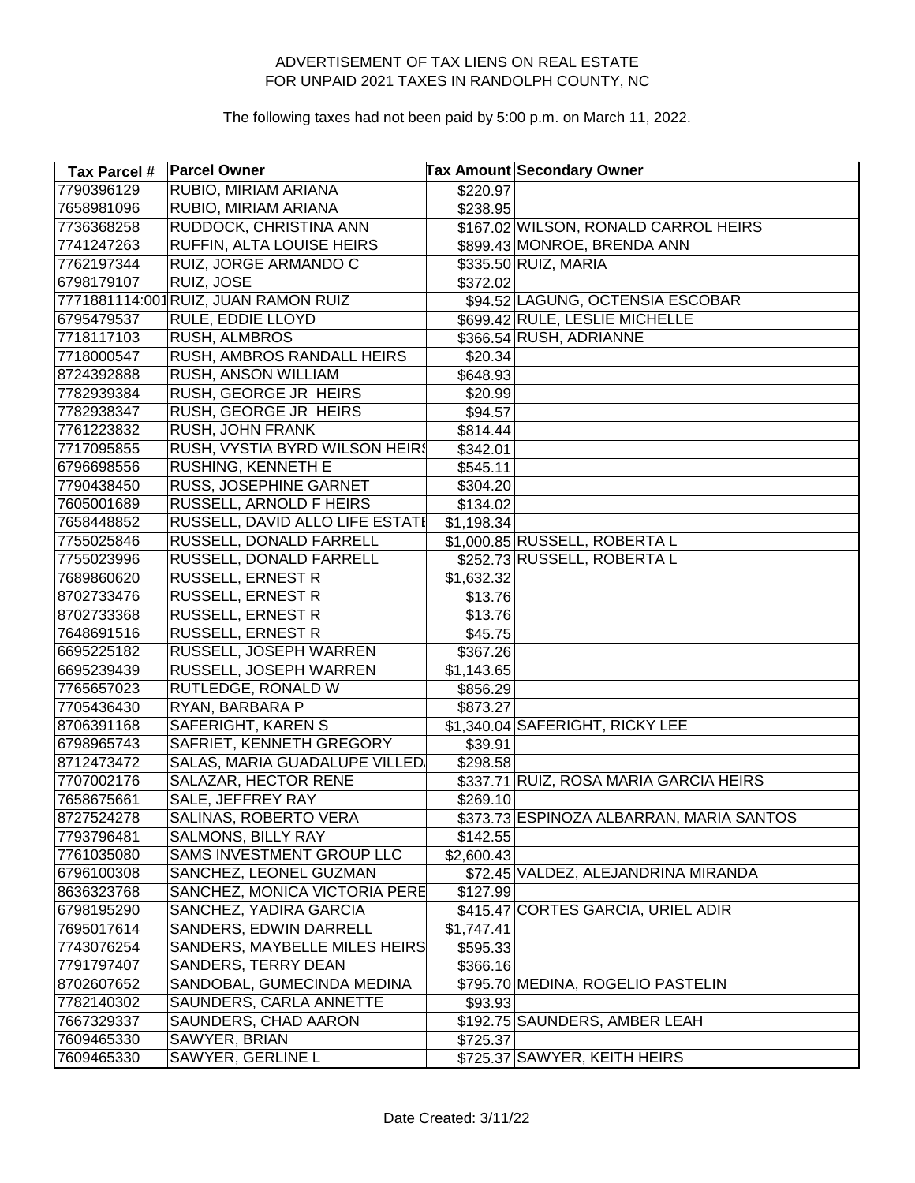ADVERTISEMENT OF TAX LIENS ON REAL ESTATE
FOR UNPAID 2021 TAXES IN RANDOLPH COUNTY, NC

The following taxes had not been paid by 5:00 p.m. on March 11, 2022.

| Tax Parcel # | Parcel Owner | Tax Amount | Secondary Owner |
|---|---|---|---|
| 7790396129 | RUBIO, MIRIAM ARIANA | $220.97 | |
| 7658981096 | RUBIO, MIRIAM ARIANA | $238.95 | |
| 7736368258 | RUDDOCK, CHRISTINA ANN | $167.02 | WILSON, RONALD CARROL HEIRS |
| 7741247263 | RUFFIN, ALTA LOUISE HEIRS | $899.43 | MONROE, BRENDA ANN |
| 7762197344 | RUIZ, JORGE ARMANDO C | $335.50 | RUIZ, MARIA |
| 6798179107 | RUIZ, JOSE | $372.02 | |
| 7771881114:001 | RUIZ, JUAN RAMON RUIZ | $94.52 | LAGUNG, OCTENSIA ESCOBAR |
| 6795479537 | RULE, EDDIE LLOYD | $699.42 | RULE, LESLIE MICHELLE |
| 7718117103 | RUSH, ALMBROS | $366.54 | RUSH, ADRIANNE |
| 7718000547 | RUSH, AMBROS RANDALL HEIRS | $20.34 | |
| 8724392888 | RUSH, ANSON WILLIAM | $648.93 | |
| 7782939384 | RUSH, GEORGE JR HEIRS | $20.99 | |
| 7782938347 | RUSH, GEORGE JR HEIRS | $94.57 | |
| 7761223832 | RUSH, JOHN FRANK | $814.44 | |
| 7717095855 | RUSH, VYSTIA BYRD WILSON HEIRS | $342.01 | |
| 6796698556 | RUSHING, KENNETH E | $545.11 | |
| 7790438450 | RUSS, JOSEPHINE GARNET | $304.20 | |
| 7605001689 | RUSSELL, ARNOLD F HEIRS | $134.02 | |
| 7658448852 | RUSSELL, DAVID ALLO LIFE ESTATE | $1,198.34 | |
| 7755025846 | RUSSELL, DONALD FARRELL | $1,000.85 | RUSSELL, ROBERTA L |
| 7755023996 | RUSSELL, DONALD FARRELL | $252.73 | RUSSELL, ROBERTA L |
| 7689860620 | RUSSELL, ERNEST R | $1,632.32 | |
| 8702733476 | RUSSELL, ERNEST R | $13.76 | |
| 8702733368 | RUSSELL, ERNEST R | $13.76 | |
| 7648691516 | RUSSELL, ERNEST R | $45.75 | |
| 6695225182 | RUSSELL, JOSEPH WARREN | $367.26 | |
| 6695239439 | RUSSELL, JOSEPH WARREN | $1,143.65 | |
| 7765657023 | RUTLEDGE, RONALD W | $856.29 | |
| 7705436430 | RYAN, BARBARA P | $873.27 | |
| 8706391168 | SAFERIGHT, KAREN S | $1,340.04 | SAFERIGHT, RICKY LEE |
| 6798965743 | SAFRIET, KENNETH GREGORY | $39.91 | |
| 8712473472 | SALAS, MARIA GUADALUPE VILLEDA | $298.58 | |
| 7707002176 | SALAZAR, HECTOR RENE | $337.71 | RUIZ, ROSA MARIA GARCIA HEIRS |
| 7658675661 | SALE, JEFFREY RAY | $269.10 | |
| 8727524278 | SALINAS, ROBERTO VERA | $373.73 | ESPINOZA ALBARRAN, MARIA SANTOS |
| 7793796481 | SALMONS, BILLY RAY | $142.55 | |
| 7761035080 | SAMS INVESTMENT GROUP LLC | $2,600.43 | |
| 6796100308 | SANCHEZ, LEONEL GUZMAN | $72.45 | VALDEZ, ALEJANDRINA MIRANDA |
| 8636323768 | SANCHEZ, MONICA VICTORIA PERE | $127.99 | |
| 6798195290 | SANCHEZ, YADIRA GARCIA | $415.47 | CORTES GARCIA, URIEL ADIR |
| 7695017614 | SANDERS, EDWIN DARRELL | $1,747.41 | |
| 7743076254 | SANDERS, MAYBELLE MILES HEIRS | $595.33 | |
| 7791797407 | SANDERS, TERRY DEAN | $366.16 | |
| 8702607652 | SANDOBAL, GUMECINDA MEDINA | $795.70 | MEDINA, ROGELIO PASTELIN |
| 7782140302 | SAUNDERS, CARLA ANNETTE | $93.93 | |
| 7667329337 | SAUNDERS, CHAD AARON | $192.75 | SAUNDERS, AMBER LEAH |
| 7609465330 | SAWYER, BRIAN | $725.37 | |
| 7609465330 | SAWYER, GERLINE L | $725.37 | SAWYER, KEITH HEIRS |

Date Created: 3/11/22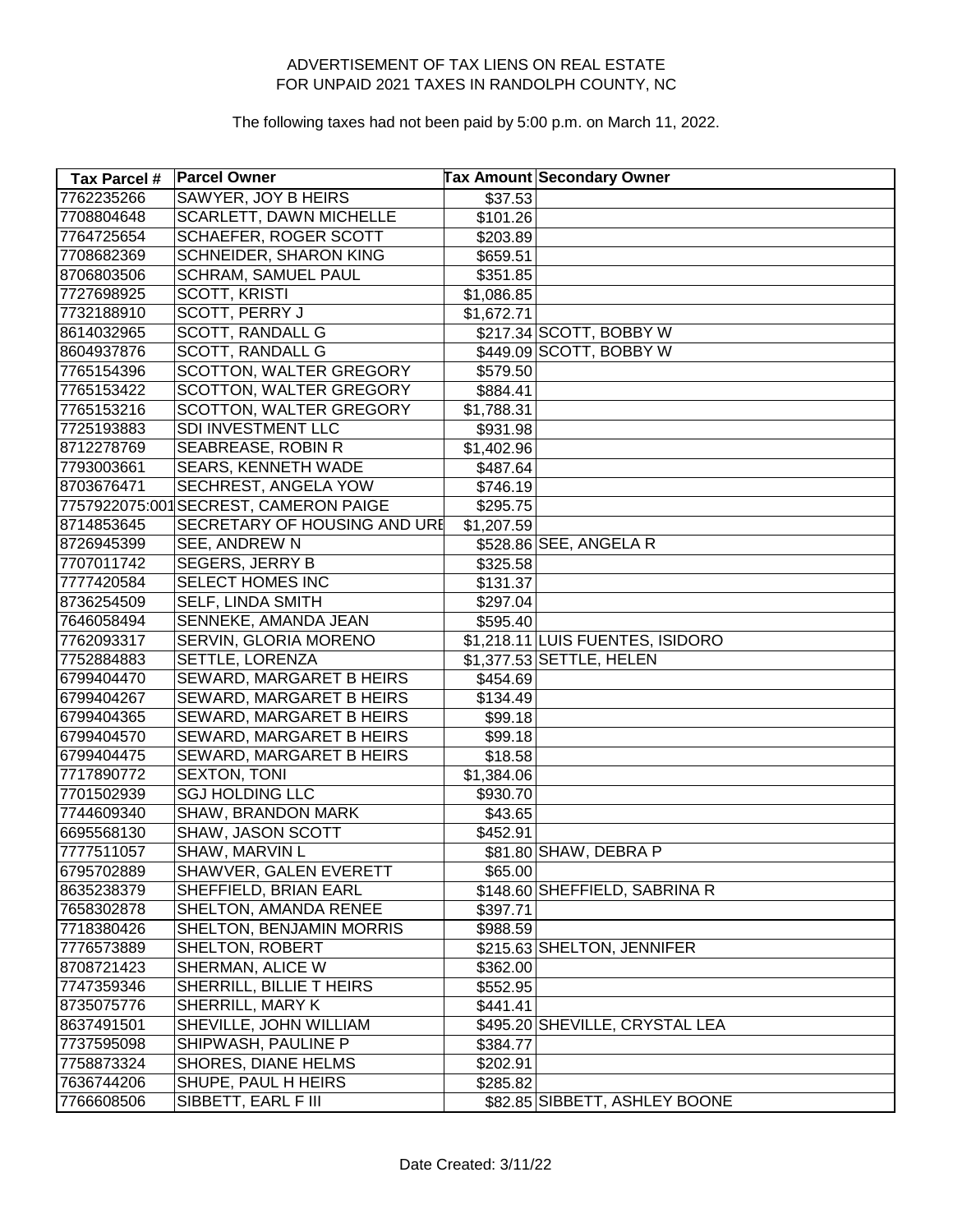ADVERTISEMENT OF TAX LIENS ON REAL ESTATE
FOR UNPAID 2021 TAXES IN RANDOLPH COUNTY, NC

The following taxes had not been paid by 5:00 p.m. on March 11, 2022.

| Tax Parcel # | Parcel Owner | Tax Amount | Secondary Owner |
|---|---|---|---|
| 7762235266 | SAWYER, JOY B HEIRS | $37.53 | |
| 7708804648 | SCARLETT, DAWN MICHELLE | $101.26 | |
| 7764725654 | SCHAEFER, ROGER SCOTT | $203.89 | |
| 7708682369 | SCHNEIDER, SHARON KING | $659.51 | |
| 8706803506 | SCHRAM, SAMUEL PAUL | $351.85 | |
| 7727698925 | SCOTT, KRISTI | $1,086.85 | |
| 7732188910 | SCOTT, PERRY J | $1,672.71 | |
| 8614032965 | SCOTT, RANDALL G | $217.34 | SCOTT, BOBBY W |
| 8604937876 | SCOTT, RANDALL G | $449.09 | SCOTT, BOBBY W |
| 7765154396 | SCOTTON, WALTER GREGORY | $579.50 | |
| 7765153422 | SCOTTON, WALTER GREGORY | $884.41 | |
| 7765153216 | SCOTTON, WALTER GREGORY | $1,788.31 | |
| 7725193883 | SDI INVESTMENT LLC | $931.98 | |
| 8712278769 | SEABREASE, ROBIN R | $1,402.96 | |
| 7793003661 | SEARS, KENNETH WADE | $487.64 | |
| 8703676471 | SECHREST, ANGELA YOW | $746.19 | |
| 7757922075:001 | SECREST, CAMERON PAIGE | $295.75 | |
| 8714853645 | SECRETARY OF HOUSING AND URI | $1,207.59 | |
| 8726945399 | SEE, ANDREW N | $528.86 | SEE, ANGELA R |
| 7707011742 | SEGERS, JERRY B | $325.58 | |
| 7777420584 | SELECT HOMES INC | $131.37 | |
| 8736254509 | SELF, LINDA SMITH | $297.04 | |
| 7646058494 | SENNEKE, AMANDA JEAN | $595.40 | |
| 7762093317 | SERVIN, GLORIA MORENO | $1,218.11 | LUIS FUENTES, ISIDORO |
| 7752884883 | SETTLE, LORENZA | $1,377.53 | SETTLE, HELEN |
| 6799404470 | SEWARD, MARGARET B HEIRS | $454.69 | |
| 6799404267 | SEWARD, MARGARET B HEIRS | $134.49 | |
| 6799404365 | SEWARD, MARGARET B HEIRS | $99.18 | |
| 6799404570 | SEWARD, MARGARET B HEIRS | $99.18 | |
| 6799404475 | SEWARD, MARGARET B HEIRS | $18.58 | |
| 7717890772 | SEXTON, TONI | $1,384.06 | |
| 7701502939 | SGJ HOLDING LLC | $930.70 | |
| 7744609340 | SHAW, BRANDON MARK | $43.65 | |
| 6695568130 | SHAW, JASON SCOTT | $452.91 | |
| 7777511057 | SHAW, MARVIN L | $81.80 | SHAW, DEBRA P |
| 6795702889 | SHAWVER, GALEN EVERETT | $65.00 | |
| 8635238379 | SHEFFIELD, BRIAN EARL | $148.60 | SHEFFIELD, SABRINA R |
| 7658302878 | SHELTON, AMANDA RENEE | $397.71 | |
| 7718380426 | SHELTON, BENJAMIN MORRIS | $988.59 | |
| 7776573889 | SHELTON, ROBERT | $215.63 | SHELTON, JENNIFER |
| 8708721423 | SHERMAN, ALICE W | $362.00 | |
| 7747359346 | SHERRILL, BILLIE T HEIRS | $552.95 | |
| 8735075776 | SHERRILL, MARY K | $441.41 | |
| 8637491501 | SHEVILLE, JOHN WILLIAM | $495.20 | SHEVILLE, CRYSTAL LEA |
| 7737595098 | SHIPWASH, PAULINE P | $384.77 | |
| 7758873324 | SHORES, DIANE HELMS | $202.91 | |
| 7636744206 | SHUPE, PAUL H HEIRS | $285.82 | |
| 7766608506 | SIBBETT, EARL F III | $82.85 | SIBBETT, ASHLEY BOONE |

Date Created: 3/11/22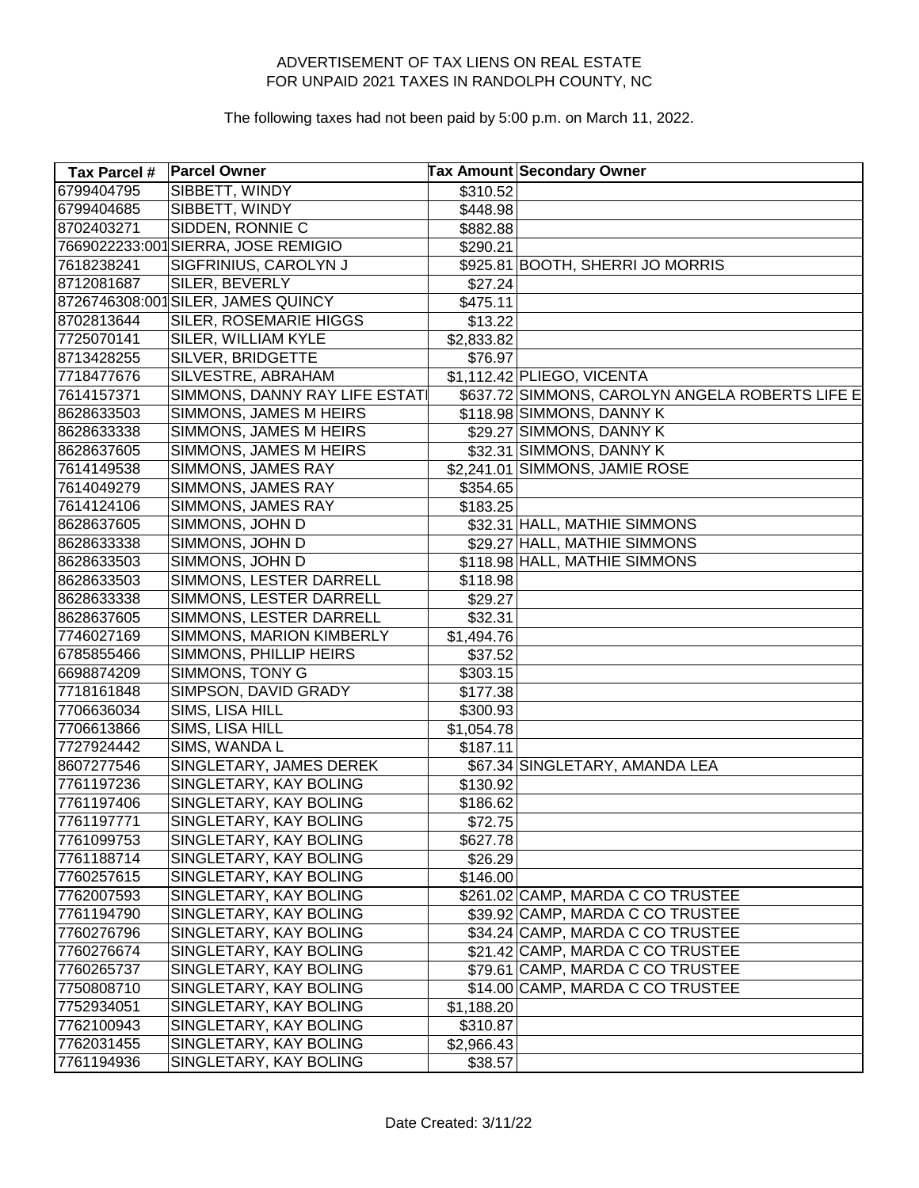ADVERTISEMENT OF TAX LIENS ON REAL ESTATE
FOR UNPAID 2021 TAXES IN RANDOLPH COUNTY, NC

The following taxes had not been paid by 5:00 p.m. on March 11, 2022.

| Tax Parcel # | Parcel Owner | Tax Amount | Secondary Owner |
|---|---|---|---|
| 6799404795 | SIBBETT, WINDY | $310.52 | |
| 6799404685 | SIBBETT, WINDY | $448.98 | |
| 8702403271 | SIDDEN, RONNIE C | $882.88 | |
| 7669022233:001 | SIERRA, JOSE REMIGIO | $290.21 | |
| 7618238241 | SIGFRINIUS, CAROLYN J | $925.81 | BOOTH, SHERRI JO MORRIS |
| 8712081687 | SILER, BEVERLY | $27.24 | |
| 8726746308:001 | SILER, JAMES QUINCY | $475.11 | |
| 8702813644 | SILER, ROSEMARIE HIGGS | $13.22 | |
| 7725070141 | SILER, WILLIAM KYLE | $2,833.82 | |
| 8713428255 | SILVER, BRIDGETTE | $76.97 | |
| 7718477676 | SILVESTRE, ABRAHAM | $1,112.42 | PLIEGO, VICENTA |
| 7614157371 | SIMMONS, DANNY RAY LIFE ESTATI | $637.72 | SIMMONS, CAROLYN ANGELA ROBERTS LIFE E |
| 8628633503 | SIMMONS, JAMES M HEIRS | $118.98 | SIMMONS, DANNY K |
| 8628633338 | SIMMONS, JAMES M HEIRS | $29.27 | SIMMONS, DANNY K |
| 8628637605 | SIMMONS, JAMES M HEIRS | $32.31 | SIMMONS, DANNY K |
| 7614149538 | SIMMONS, JAMES RAY | $2,241.01 | SIMMONS, JAMIE ROSE |
| 7614049279 | SIMMONS, JAMES RAY | $354.65 | |
| 7614124106 | SIMMONS, JAMES RAY | $183.25 | |
| 8628637605 | SIMMONS, JOHN D | $32.31 | HALL, MATHIE SIMMONS |
| 8628633338 | SIMMONS, JOHN D | $29.27 | HALL, MATHIE SIMMONS |
| 8628633503 | SIMMONS, JOHN D | $118.98 | HALL, MATHIE SIMMONS |
| 8628633503 | SIMMONS, LESTER DARRELL | $118.98 | |
| 8628633338 | SIMMONS, LESTER DARRELL | $29.27 | |
| 8628637605 | SIMMONS, LESTER DARRELL | $32.31 | |
| 7746027169 | SIMMONS, MARION KIMBERLY | $1,494.76 | |
| 6785855466 | SIMMONS, PHILLIP HEIRS | $37.52 | |
| 6698874209 | SIMMONS, TONY G | $303.15 | |
| 7718161848 | SIMPSON, DAVID GRADY | $177.38 | |
| 7706636034 | SIMS, LISA HILL | $300.93 | |
| 7706613866 | SIMS, LISA HILL | $1,054.78 | |
| 7727924442 | SIMS, WANDA L | $187.11 | |
| 8607277546 | SINGLETARY, JAMES DEREK | $67.34 | SINGLETARY, AMANDA LEA |
| 7761197236 | SINGLETARY, KAY BOLING | $130.92 | |
| 7761197406 | SINGLETARY, KAY BOLING | $186.62 | |
| 7761197771 | SINGLETARY, KAY BOLING | $72.75 | |
| 7761099753 | SINGLETARY, KAY BOLING | $627.78 | |
| 7761188714 | SINGLETARY, KAY BOLING | $26.29 | |
| 7760257615 | SINGLETARY, KAY BOLING | $146.00 | |
| 7762007593 | SINGLETARY, KAY BOLING | $261.02 | CAMP, MARDA C CO TRUSTEE |
| 7761194790 | SINGLETARY, KAY BOLING | $39.92 | CAMP, MARDA C CO TRUSTEE |
| 7760276796 | SINGLETARY, KAY BOLING | $34.24 | CAMP, MARDA C CO TRUSTEE |
| 7760276674 | SINGLETARY, KAY BOLING | $21.42 | CAMP, MARDA C CO TRUSTEE |
| 7760265737 | SINGLETARY, KAY BOLING | $79.61 | CAMP, MARDA C CO TRUSTEE |
| 7750808710 | SINGLETARY, KAY BOLING | $14.00 | CAMP, MARDA C CO TRUSTEE |
| 7752934051 | SINGLETARY, KAY BOLING | $1,188.20 | |
| 7762100943 | SINGLETARY, KAY BOLING | $310.87 | |
| 7762031455 | SINGLETARY, KAY BOLING | $2,966.43 | |
| 7761194936 | SINGLETARY, KAY BOLING | $38.57 | |

Date Created: 3/11/22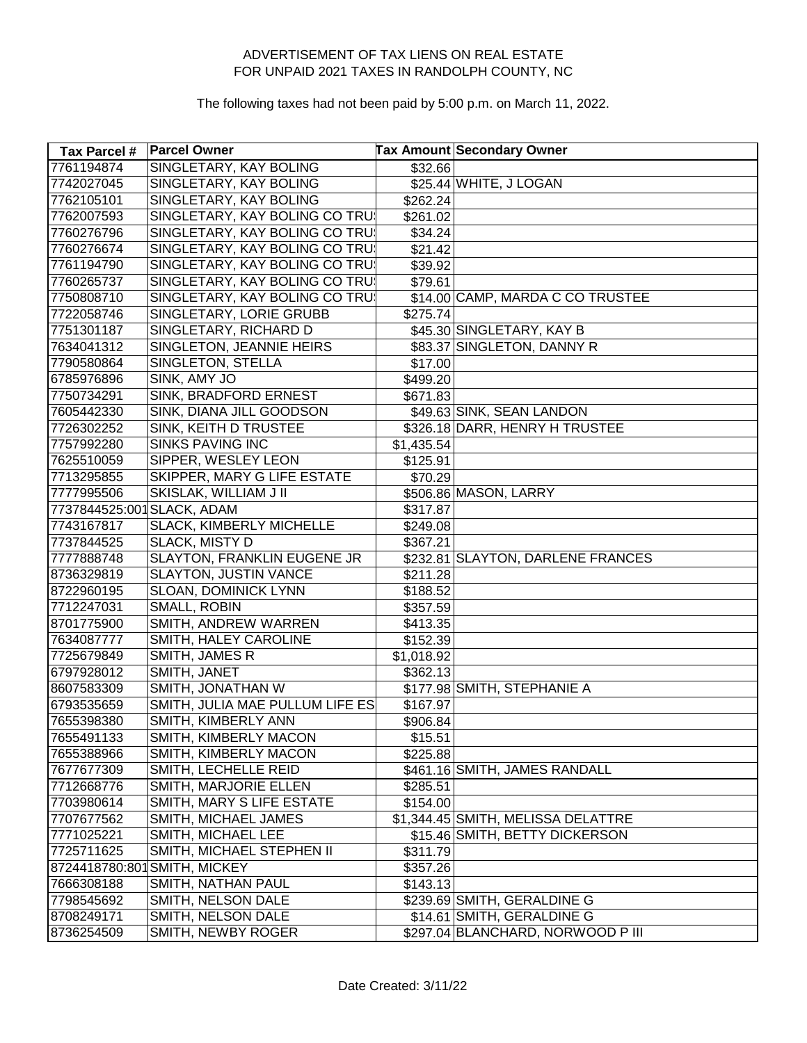ADVERTISEMENT OF TAX LIENS ON REAL ESTATE
FOR UNPAID 2021 TAXES IN RANDOLPH COUNTY, NC

The following taxes had not been paid by 5:00 p.m. on March 11, 2022.

| Tax Parcel # | Parcel Owner | Tax Amount | Secondary Owner |
|---|---|---|---|
| 7761194874 | SINGLETARY, KAY BOLING | $32.66 | |
| 7742027045 | SINGLETARY, KAY BOLING | $25.44 | WHITE, J LOGAN |
| 7762105101 | SINGLETARY, KAY BOLING | $262.24 | |
| 7762007593 | SINGLETARY, KAY BOLING CO TRU | $261.02 | |
| 7760276796 | SINGLETARY, KAY BOLING CO TRU | $34.24 | |
| 7760276674 | SINGLETARY, KAY BOLING CO TRU | $21.42 | |
| 7761194790 | SINGLETARY, KAY BOLING CO TRU | $39.92 | |
| 7760265737 | SINGLETARY, KAY BOLING CO TRU | $79.61 | |
| 7750808710 | SINGLETARY, KAY BOLING CO TRU | $14.00 | CAMP, MARDA C CO TRUSTEE |
| 7722058746 | SINGLETARY, LORIE GRUBB | $275.74 | |
| 7751301187 | SINGLETARY, RICHARD D | $45.30 | SINGLETARY, KAY B |
| 7634041312 | SINGLETON, JEANNIE HEIRS | $83.37 | SINGLETON, DANNY R |
| 7790580864 | SINGLETON, STELLA | $17.00 | |
| 6785976896 | SINK, AMY JO | $499.20 | |
| 7750734291 | SINK, BRADFORD ERNEST | $671.83 | |
| 7605442330 | SINK, DIANA JILL GOODSON | $49.63 | SINK, SEAN LANDON |
| 7726302252 | SINK, KEITH D TRUSTEE | $326.18 | DARR, HENRY H TRUSTEE |
| 7757992280 | SINKS PAVING INC | $1,435.54 | |
| 7625510059 | SIPPER, WESLEY LEON | $125.91 | |
| 7713295855 | SKIPPER, MARY G LIFE ESTATE | $70.29 | |
| 7777995506 | SKISLAK, WILLIAM J II | $506.86 | MASON, LARRY |
| 7737844525:001 | SLACK, ADAM | $317.87 | |
| 7743167817 | SLACK, KIMBERLY MICHELLE | $249.08 | |
| 7737844525 | SLACK, MISTY D | $367.21 | |
| 7777888748 | SLAYTON, FRANKLIN EUGENE JR | $232.81 | SLAYTON, DARLENE FRANCES |
| 8736329819 | SLAYTON, JUSTIN VANCE | $211.28 | |
| 8722960195 | SLOAN, DOMINICK LYNN | $188.52 | |
| 7712247031 | SMALL, ROBIN | $357.59 | |
| 8701775900 | SMITH, ANDREW WARREN | $413.35 | |
| 7634087777 | SMITH, HALEY CAROLINE | $152.39 | |
| 7725679849 | SMITH, JAMES R | $1,018.92 | |
| 6797928012 | SMITH, JANET | $362.13 | |
| 8607583309 | SMITH, JONATHAN W | $177.98 | SMITH, STEPHANIE A |
| 6793535659 | SMITH, JULIA MAE PULLUM LIFE ES | $167.97 | |
| 7655398380 | SMITH, KIMBERLY ANN | $906.84 | |
| 7655491133 | SMITH, KIMBERLY MACON | $15.51 | |
| 7655388966 | SMITH, KIMBERLY MACON | $225.88 | |
| 7677677309 | SMITH, LECHELLE REID | $461.16 | SMITH, JAMES RANDALL |
| 7712668776 | SMITH, MARJORIE ELLEN | $285.51 | |
| 7703980614 | SMITH, MARY S LIFE ESTATE | $154.00 | |
| 7707677562 | SMITH, MICHAEL JAMES | $1,344.45 | SMITH, MELISSA DELATTRE |
| 7771025221 | SMITH, MICHAEL LEE | $15.46 | SMITH, BETTY DICKERSON |
| 7725711625 | SMITH, MICHAEL STEPHEN II | $311.79 | |
| 8724418780:801 | SMITH, MICKEY | $357.26 | |
| 7666308188 | SMITH, NATHAN PAUL | $143.13 | |
| 7798545692 | SMITH, NELSON DALE | $239.69 | SMITH, GERALDINE G |
| 8708249171 | SMITH, NELSON DALE | $14.61 | SMITH, GERALDINE G |
| 8736254509 | SMITH, NEWBY ROGER | $297.04 | BLANCHARD, NORWOOD P III |

Date Created: 3/11/22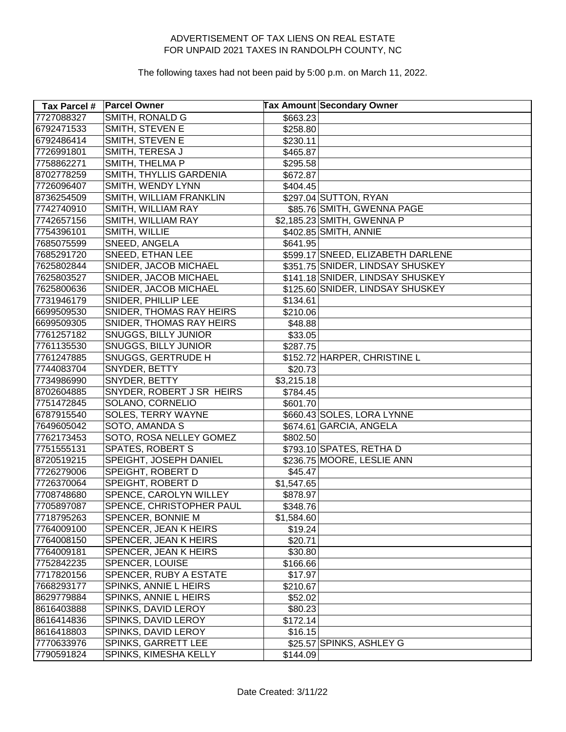ADVERTISEMENT OF TAX LIENS ON REAL ESTATE
FOR UNPAID 2021 TAXES IN RANDOLPH COUNTY, NC

The following taxes had not been paid by 5:00 p.m. on March 11, 2022.

| Tax Parcel # | Parcel Owner | Tax Amount | Secondary Owner |
|---|---|---|---|
| 7727088327 | SMITH, RONALD G | $663.23 | |
| 6792471533 | SMITH, STEVEN E | $258.80 | |
| 6792486414 | SMITH, STEVEN E | $230.11 | |
| 7726991801 | SMITH, TERESA J | $465.87 | |
| 7758862271 | SMITH, THELMA P | $295.58 | |
| 8702778259 | SMITH, THYLLIS GARDENIA | $672.87 | |
| 7726096407 | SMITH, WENDY LYNN | $404.45 | |
| 8736254509 | SMITH, WILLIAM FRANKLIN | $297.04 | SUTTON, RYAN |
| 7742740910 | SMITH, WILLIAM RAY | $85.76 | SMITH, GWENNA PAGE |
| 7742657156 | SMITH, WILLIAM RAY | $2,185.23 | SMITH, GWENNA P |
| 7754396101 | SMITH, WILLIE | $402.85 | SMITH, ANNIE |
| 7685075599 | SNEED, ANGELA | $641.95 | |
| 7685291720 | SNEED, ETHAN LEE | $599.17 | SNEED, ELIZABETH DARLENE |
| 7625802844 | SNIDER, JACOB MICHAEL | $351.75 | SNIDER, LINDSAY SHUSKEY |
| 7625803527 | SNIDER, JACOB MICHAEL | $141.18 | SNIDER, LINDSAY SHUSKEY |
| 7625800636 | SNIDER, JACOB MICHAEL | $125.60 | SNIDER, LINDSAY SHUSKEY |
| 7731946179 | SNIDER, PHILLIP LEE | $134.61 | |
| 6699509530 | SNIDER, THOMAS RAY HEIRS | $210.06 | |
| 6699509305 | SNIDER, THOMAS RAY HEIRS | $48.88 | |
| 7761257182 | SNUGGS, BILLY JUNIOR | $33.05 | |
| 7761135530 | SNUGGS, BILLY JUNIOR | $287.75 | |
| 7761247885 | SNUGGS, GERTRUDE H | $152.72 | HARPER, CHRISTINE L |
| 7744083704 | SNYDER, BETTY | $20.73 | |
| 7734986990 | SNYDER, BETTY | $3,215.18 | |
| 8702604885 | SNYDER, ROBERT J SR HEIRS | $784.45 | |
| 7751472845 | SOLANO, CORNELIO | $601.70 | |
| 6787915540 | SOLES, TERRY WAYNE | $660.43 | SOLES, LORA LYNNE |
| 7649605042 | SOTO, AMANDA S | $674.61 | GARCIA, ANGELA |
| 7762173453 | SOTO, ROSA NELLEY GOMEZ | $802.50 | |
| 7751555131 | SPATES, ROBERT S | $793.10 | SPATES, RETHA D |
| 8720519215 | SPEIGHT, JOSEPH DANIEL | $236.75 | MOORE, LESLIE ANN |
| 7726279006 | SPEIGHT, ROBERT D | $45.47 | |
| 7726370064 | SPEIGHT, ROBERT D | $1,547.65 | |
| 7708748680 | SPENCE, CAROLYN WILLEY | $878.97 | |
| 7705897087 | SPENCE, CHRISTOPHER PAUL | $348.76 | |
| 7718795263 | SPENCER, BONNIE M | $1,584.60 | |
| 7764009100 | SPENCER, JEAN K HEIRS | $19.24 | |
| 7764008150 | SPENCER, JEAN K HEIRS | $20.71 | |
| 7764009181 | SPENCER, JEAN K HEIRS | $30.80 | |
| 7752842235 | SPENCER, LOUISE | $166.66 | |
| 7717820156 | SPENCER, RUBY A ESTATE | $17.97 | |
| 7668293177 | SPINKS, ANNIE L HEIRS | $210.67 | |
| 8629779884 | SPINKS, ANNIE L HEIRS | $52.02 | |
| 8616403888 | SPINKS, DAVID LEROY | $80.23 | |
| 8616414836 | SPINKS, DAVID LEROY | $172.14 | |
| 8616418803 | SPINKS, DAVID LEROY | $16.15 | |
| 7770633976 | SPINKS, GARRETT LEE | $25.57 | SPINKS, ASHLEY G |
| 7790591824 | SPINKS, KIMESHA KELLY | $144.09 | |

Date Created: 3/11/22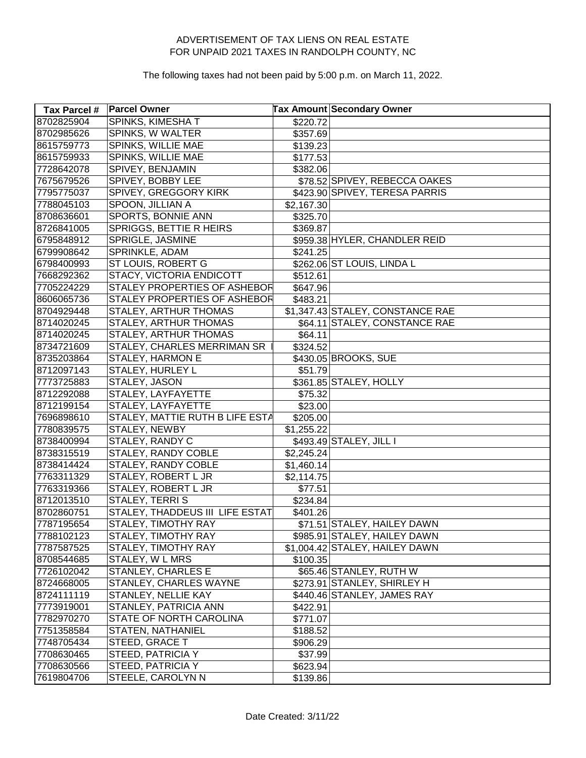ADVERTISEMENT OF TAX LIENS ON REAL ESTATE
FOR UNPAID 2021 TAXES IN RANDOLPH COUNTY, NC

The following taxes had not been paid by 5:00 p.m. on March 11, 2022.

| Tax Parcel # | Parcel Owner | Tax Amount | Secondary Owner |
|---|---|---|---|
| 8702825904 | SPINKS, KIMESHA T | $220.72 | |
| 8702985626 | SPINKS, W WALTER | $357.69 | |
| 8615759773 | SPINKS, WILLIE MAE | $139.23 | |
| 8615759933 | SPINKS, WILLIE MAE | $177.53 | |
| 7728642078 | SPIVEY, BENJAMIN | $382.06 | |
| 7675679526 | SPIVEY, BOBBY LEE | $78.52 | SPIVEY, REBECCA OAKES |
| 7795775037 | SPIVEY, GREGGORY KIRK | $423.90 | SPIVEY, TERESA PARRIS |
| 7788045103 | SPOON, JILLIAN A | $2,167.30 | |
| 8708636601 | SPORTS, BONNIE ANN | $325.70 | |
| 8726841005 | SPRIGGS, BETTIE R HEIRS | $369.87 | |
| 6795848912 | SPRIGLE, JASMINE | $959.38 | HYLER, CHANDLER REID |
| 6799908642 | SPRINKLE, ADAM | $241.25 | |
| 6798400993 | ST LOUIS, ROBERT G | $262.06 | ST LOUIS, LINDA L |
| 7668292362 | STACY, VICTORIA ENDICOTT | $512.61 | |
| 7705224229 | STALEY PROPERTIES OF ASHEBOR | $647.96 | |
| 8606065736 | STALEY PROPERTIES OF ASHEBOR | $483.21 | |
| 8704929448 | STALEY, ARTHUR THOMAS | $1,347.43 | STALEY, CONSTANCE RAE |
| 8714020245 | STALEY, ARTHUR THOMAS | $64.11 | STALEY, CONSTANCE RAE |
| 8714020245 | STALEY, ARTHUR THOMAS | $64.11 | |
| 8734721609 | STALEY, CHARLES MERRIMAN SR I | $324.52 | |
| 8735203864 | STALEY, HARMON E | $430.05 | BROOKS, SUE |
| 8712097143 | STALEY, HURLEY L | $51.79 | |
| 7773725883 | STALEY, JASON | $361.85 | STALEY, HOLLY |
| 8712292088 | STALEY, LAYFAYETTE | $75.32 | |
| 8712199154 | STALEY, LAYFAYETTE | $23.00 | |
| 7696898610 | STALEY, MATTIE RUTH B LIFE ESTA | $205.00 | |
| 7780839575 | STALEY, NEWBY | $1,255.22 | |
| 8738400994 | STALEY, RANDY C | $493.49 | STALEY, JILL I |
| 8738315519 | STALEY, RANDY COBLE | $2,245.24 | |
| 8738414424 | STALEY, RANDY COBLE | $1,460.14 | |
| 7763311329 | STALEY, ROBERT L JR | $2,114.75 | |
| 7763319366 | STALEY, ROBERT L JR | $77.51 | |
| 8712013510 | STALEY, TERRI S | $234.84 | |
| 8702860751 | STALEY, THADDEUS III LIFE ESTAT | $401.26 | |
| 7787195654 | STALEY, TIMOTHY RAY | $71.51 | STALEY, HAILEY DAWN |
| 7788102123 | STALEY, TIMOTHY RAY | $985.91 | STALEY, HAILEY DAWN |
| 7787587525 | STALEY, TIMOTHY RAY | $1,004.42 | STALEY, HAILEY DAWN |
| 8708544685 | STALEY, W L MRS | $100.35 | |
| 7726102042 | STANLEY, CHARLES E | $65.46 | STANLEY, RUTH W |
| 8724668005 | STANLEY, CHARLES WAYNE | $273.91 | STANLEY, SHIRLEY H |
| 8724111119 | STANLEY, NELLIE KAY | $440.46 | STANLEY, JAMES RAY |
| 7773919001 | STANLEY, PATRICIA ANN | $422.91 | |
| 7782970270 | STATE OF NORTH CAROLINA | $771.07 | |
| 7751358584 | STATEN, NATHANIEL | $188.52 | |
| 7748705434 | STEED, GRACE T | $906.29 | |
| 7708630465 | STEED, PATRICIA Y | $37.99 | |
| 7708630566 | STEED, PATRICIA Y | $623.94 | |
| 7619804706 | STEELE, CAROLYN N | $139.86 | |

Date Created: 3/11/22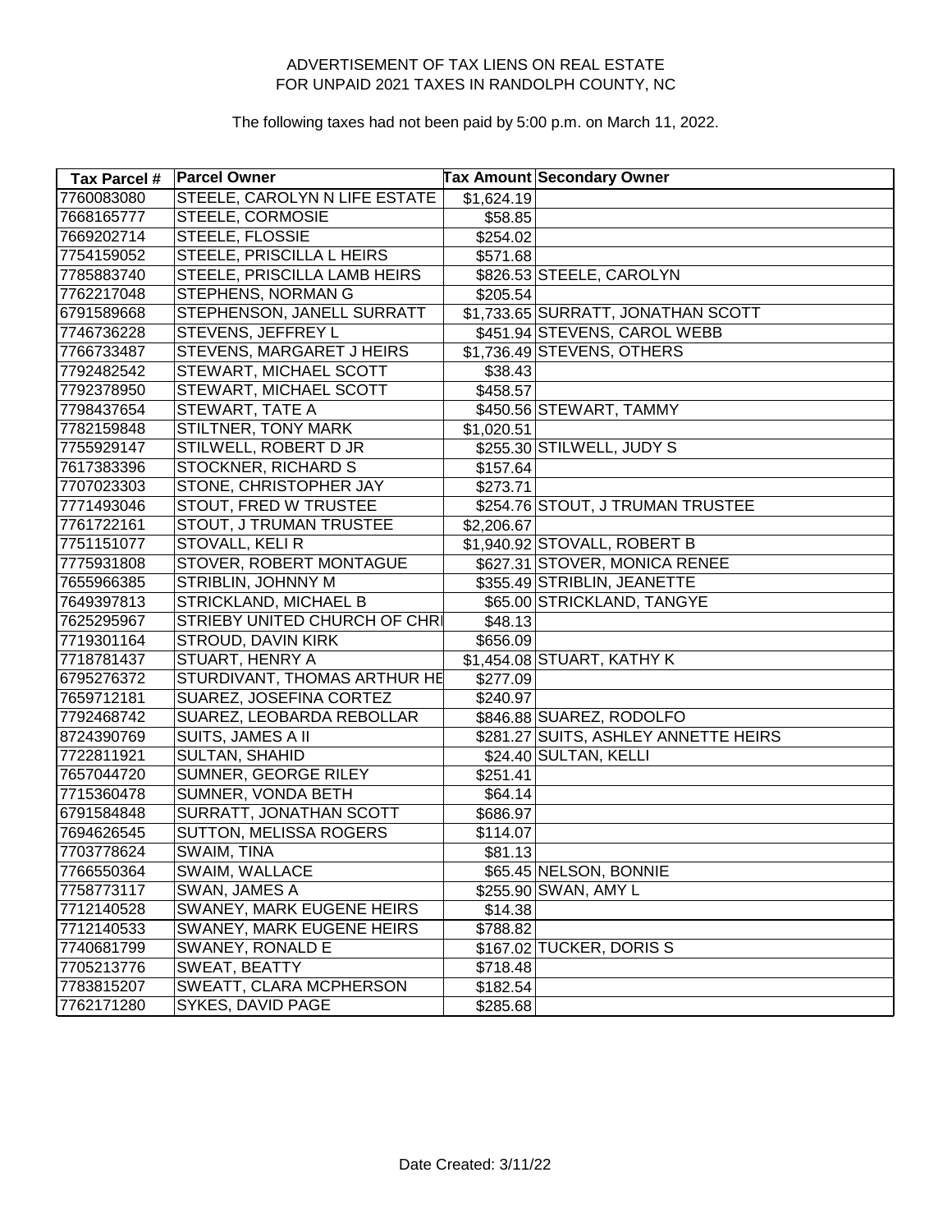ADVERTISEMENT OF TAX LIENS ON REAL ESTATE
FOR UNPAID 2021 TAXES IN RANDOLPH COUNTY, NC

The following taxes had not been paid by 5:00 p.m. on March 11, 2022.

| Tax Parcel # | Parcel Owner | Tax Amount | Secondary Owner |
|---|---|---|---|
| 7760083080 | STEELE, CAROLYN N LIFE ESTATE | $1,624.19 | |
| 7668165777 | STEELE, CORMOSIE | $58.85 | |
| 7669202714 | STEELE, FLOSSIE | $254.02 | |
| 7754159052 | STEELE, PRISCILLA L HEIRS | $571.68 | |
| 7785883740 | STEELE, PRISCILLA LAMB HEIRS | $826.53 | STEELE, CAROLYN |
| 7762217048 | STEPHENS, NORMAN G | $205.54 | |
| 6791589668 | STEPHENSON, JANELL SURRATT | $1,733.65 | SURRATT, JONATHAN SCOTT |
| 7746736228 | STEVENS, JEFFREY L | $451.94 | STEVENS, CAROL WEBB |
| 7766733487 | STEVENS, MARGARET J HEIRS | $1,736.49 | STEVENS, OTHERS |
| 7792482542 | STEWART, MICHAEL SCOTT | $38.43 | |
| 7792378950 | STEWART, MICHAEL SCOTT | $458.57 | |
| 7798437654 | STEWART, TATE A | $450.56 | STEWART, TAMMY |
| 7782159848 | STILTNER, TONY MARK | $1,020.51 | |
| 7755929147 | STILWELL, ROBERT D JR | $255.30 | STILWELL, JUDY S |
| 7617383396 | STOCKNER, RICHARD S | $157.64 | |
| 7707023303 | STONE, CHRISTOPHER JAY | $273.71 | |
| 7771493046 | STOUT, FRED W TRUSTEE | $254.76 | STOUT, J TRUMAN TRUSTEE |
| 7761722161 | STOUT, J TRUMAN TRUSTEE | $2,206.67 | |
| 7751151077 | STOVALL, KELI R | $1,940.92 | STOVALL, ROBERT B |
| 7775931808 | STOVER, ROBERT MONTAGUE | $627.31 | STOVER, MONICA RENEE |
| 7655966385 | STRIBLIN, JOHNNY M | $355.49 | STRIBLIN, JEANETTE |
| 7649397813 | STRICKLAND, MICHAEL B | $65.00 | STRICKLAND, TANGYE |
| 7625295967 | STRIEBY UNITED CHURCH OF CHRI | $48.13 | |
| 7719301164 | STROUD, DAVIN KIRK | $656.09 | |
| 7718781437 | STUART, HENRY A | $1,454.08 | STUART, KATHY K |
| 6795276372 | STURDIVANT, THOMAS ARTHUR HE | $277.09 | |
| 7659712181 | SUAREZ, JOSEFINA CORTEZ | $240.97 | |
| 7792468742 | SUAREZ, LEOBARDA REBOLLAR | $846.88 | SUAREZ, RODOLFO |
| 8724390769 | SUITS, JAMES A II | $281.27 | SUITS, ASHLEY ANNETTE HEIRS |
| 7722811921 | SULTAN, SHAHID | $24.40 | SULTAN, KELLI |
| 7657044720 | SUMNER, GEORGE RILEY | $251.41 | |
| 7715360478 | SUMNER, VONDA BETH | $64.14 | |
| 6791584848 | SURRATT, JONATHAN SCOTT | $686.97 | |
| 7694626545 | SUTTON, MELISSA ROGERS | $114.07 | |
| 7703778624 | SWAIM, TINA | $81.13 | |
| 7766550364 | SWAIM, WALLACE | $65.45 | NELSON, BONNIE |
| 7758773117 | SWAN, JAMES A | $255.90 | SWAN, AMY L |
| 7712140528 | SWANEY, MARK EUGENE HEIRS | $14.38 | |
| 7712140533 | SWANEY, MARK EUGENE HEIRS | $788.82 | |
| 7740681799 | SWANEY, RONALD E | $167.02 | TUCKER, DORIS S |
| 7705213776 | SWEAT, BEATTY | $718.48 | |
| 7783815207 | SWEATT, CLARA MCPHERSON | $182.54 | |
| 7762171280 | SYKES, DAVID PAGE | $285.68 | |

Date Created: 3/11/22